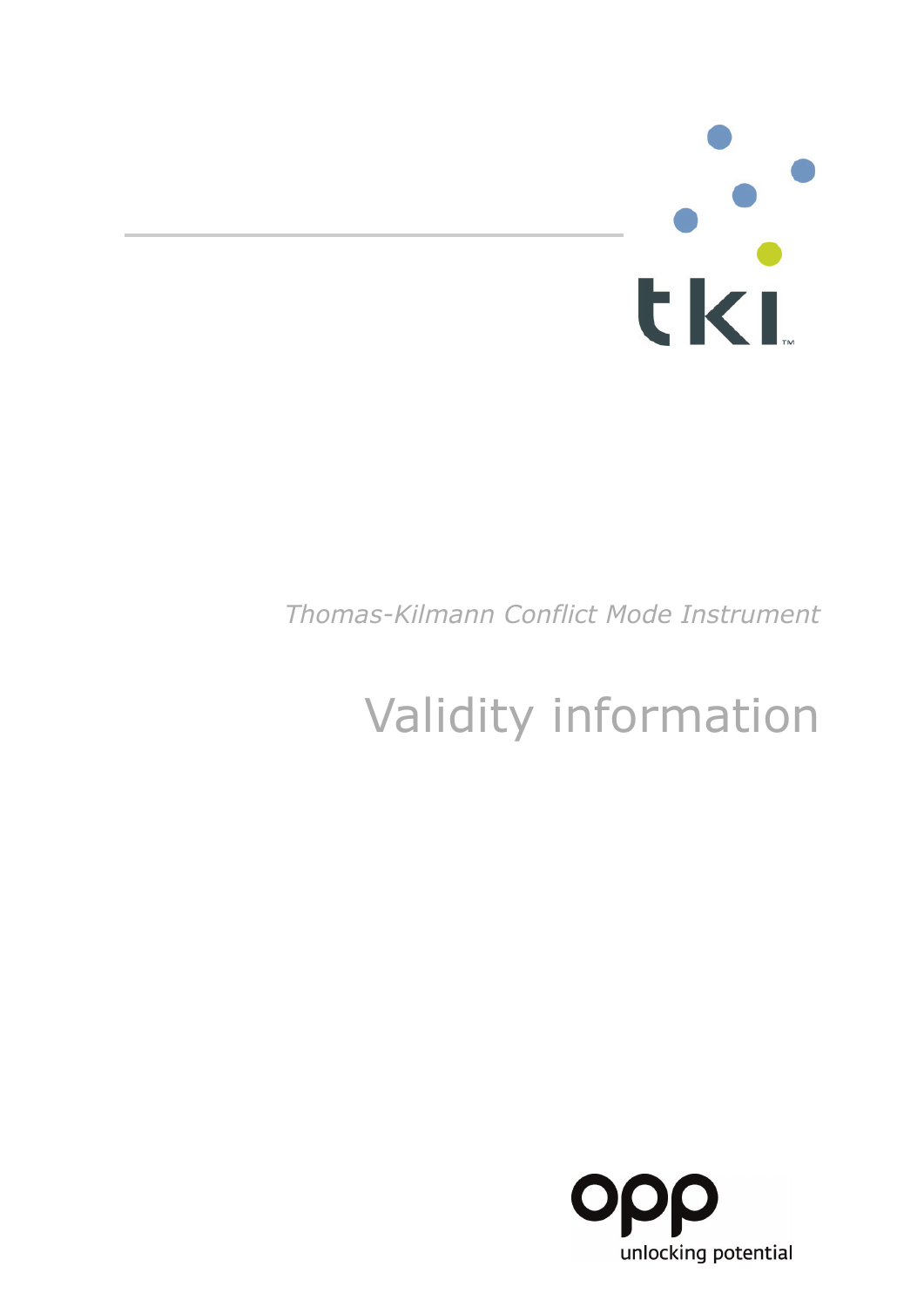tki™

*Thomas-Kilmann Conflict Mode Instrument*

# Validity information

opp

unlocking potential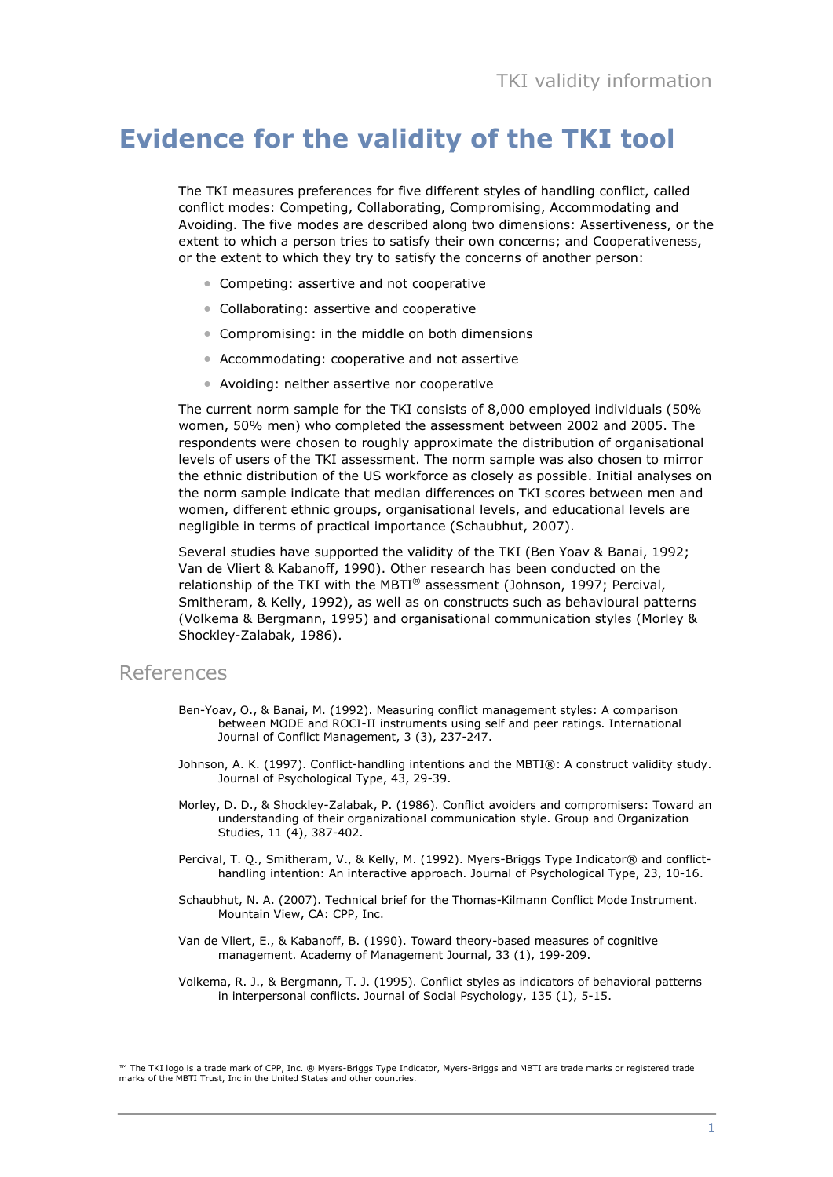# Evidence for the validity of the TKI tool

The TKI measures preferences for five different styles of handling conflict, called conflict modes: Competing, Collaborating, Compromising, Accommodating and Avoiding. The five modes are described along two dimensions: Assertiveness, or the extent to which a person tries to satisfy their own concerns; and Cooperativeness, or the extent to which they try to satisfy the concerns of another person:

- Competing: assertive and not cooperative
- Collaborating: assertive and cooperative
- Compromising: in the middle on both dimensions
- Accommodating: cooperative and not assertive
- Avoiding: neither assertive nor cooperative

The current norm sample for the TKI consists of 8,000 employed individuals (50% women, 50% men) who completed the assessment between 2002 and 2005. The respondents were chosen to roughly approximate the distribution of organisational levels of users of the TKI assessment. The norm sample was also chosen to mirror the ethnic distribution of the US workforce as closely as possible. Initial analyses on the norm sample indicate that median differences on TKI scores between men and women, different ethnic groups, organisational levels, and educational levels are negligible in terms of practical importance (Schaubhut, 2007).

Several studies have supported the validity of the TKI (Ben Yoav & Banai, 1992; Van de Vliert & Kabanoff, 1990). Other research has been conducted on the relationship of the TKI with the MBTI® assessment (Johnson, 1997; Percival, Smitheram, & Kelly, 1992), as well as on constructs such as behavioural patterns (Volkema & Bergmann, 1995) and organisational communication styles (Morley & Shockley-Zalabak, 1986).

## References

Ben-Yoav, O., & Banai, M. (1992). Measuring conflict management styles: A comparison between MODE and ROCI-II instruments using self and peer ratings. International Journal of Conflict Management, 3 (3), 237-247.

Johnson, A. K. (1997). Conflict-handling intentions and the MBTI®: A construct validity study. Journal of Psychological Type, 43, 29-39.

Morley, D. D., & Shockley-Zalabak, P. (1986). Conflict avoiders and compromisers: Toward an understanding of their organizational communication style. Group and Organization Studies, 11 (4), 387-402.

Percival, T. Q., Smitheram, V., & Kelly, M. (1992). Myers-Briggs Type Indicator® and conflict-handling intention: An interactive approach. Journal of Psychological Type, 23, 10-16.

Schaubhut, N. A. (2007). Technical brief for the Thomas-Kilmann Conflict Mode Instrument. Mountain View, CA: CPP, Inc.

Van de Vliert, E., & Kabanoff, B. (1990). Toward theory-based measures of cognitive management. Academy of Management Journal, 33 (1), 199-209.

Volkema, R. J., & Bergmann, T. J. (1995). Conflict styles as indicators of behavioral patterns in interpersonal conflicts. Journal of Social Psychology, 135 (1), 5-15.

™ The TKI logo is a trade mark of CPP, Inc. ® Myers-Briggs Type Indicator, Myers-Briggs and MBTI are trade marks or registered trade marks of the MBTI Trust, Inc in the United States and other countries.